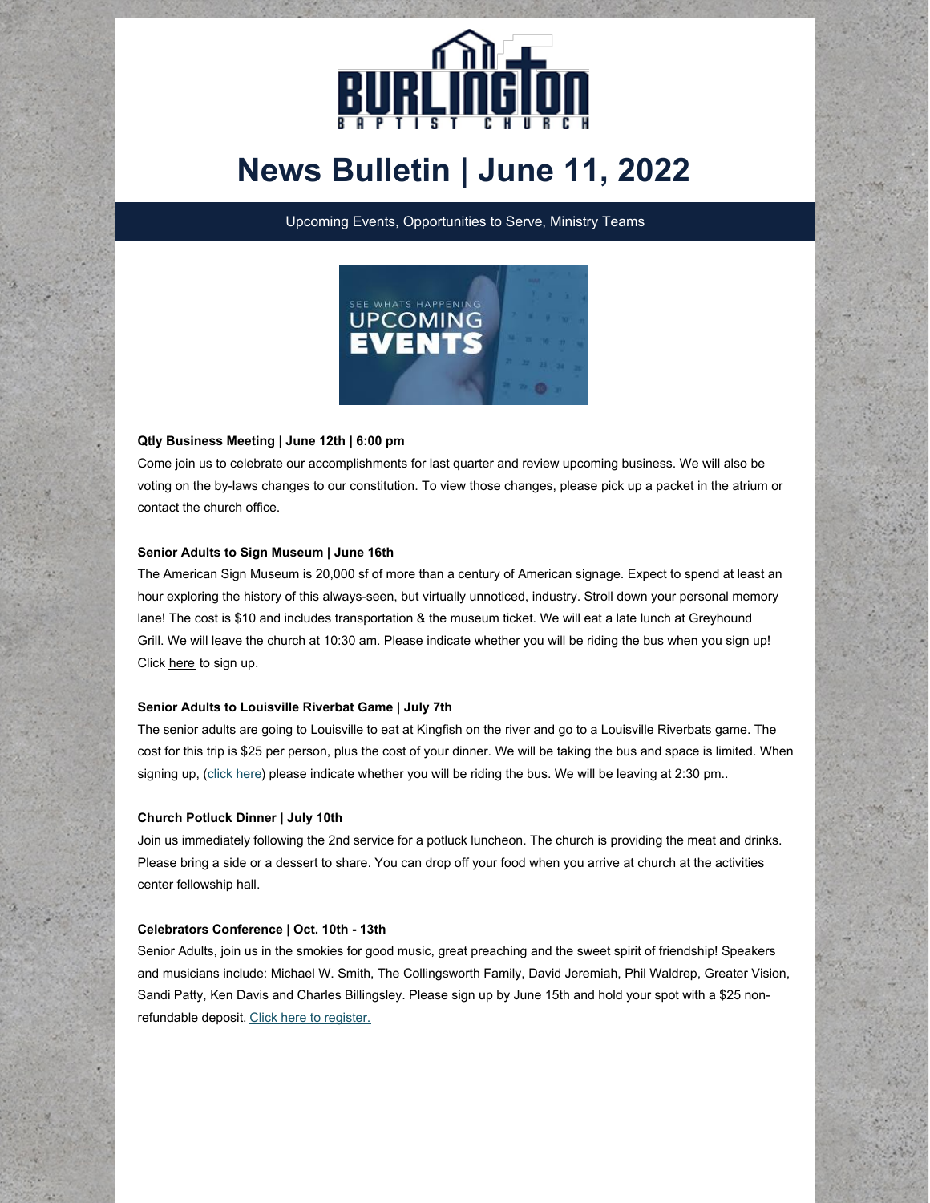# News Bulletin | June 11, 2022

Upcoming Events, Opportunities to Serve, Ministry Teams

**Qtly Business Meeting | June 12th | 6:00 pm**

Come join us to celebrate our accomplishments for last quarter and review upcoming business. We will also be voting on the by-laws changes to our constitution. To view those changes, please pick up a packet in the atrium or contact the church office.

**Senior Adults to Sign Museum | June 16th**

The American Sign Museum is 20,000 sf of more than a century of American signage. Expect to spend at least an hour exploring the history of this always-seen, but virtually unnoticed, industry. Stroll down your personal memory lane! The cost is $10 and includes transportation & the museum ticket. We will eat a late lunch at Greyhound Grill. We will leave the church at 10:30 am. Please indicate whether you will be riding the bus when you sign up! Click here to sign up.

**Senior Adults to Louisville Riverbat Game | July 7th**

The senior adults are going to Louisville to eat at Kingfish on the river and go to a Louisville Riverbats game. The cost for this trip is $25 per person, plus the cost of your dinner. We will be taking the bus and space is limited. When signing up, (click here) please indicate whether you will be riding the bus. We will be leaving at 2:30 pm..

**Church Potluck Dinner | July 10th**

Join us immediately following the 2nd service for a potluck luncheon. The church is providing the meat and drinks. Please bring a side or a dessert to share. You can drop off your food when you arrive at church at the activities center fellowship hall.

**Celebrators Conference | Oct. 10th - 13th**

Senior Adults, join us in the smokies for good music, great preaching and the sweet spirit of friendship! Speakers and musicians include: Michael W. Smith, The Collingsworth Family, David Jeremiah, Phil Waldrep, Greater Vision, Sandi Patty, Ken Davis and Charles Billingsley. Please sign up by June 15th and hold your spot with a $25 non-refundable deposit. Click here to register.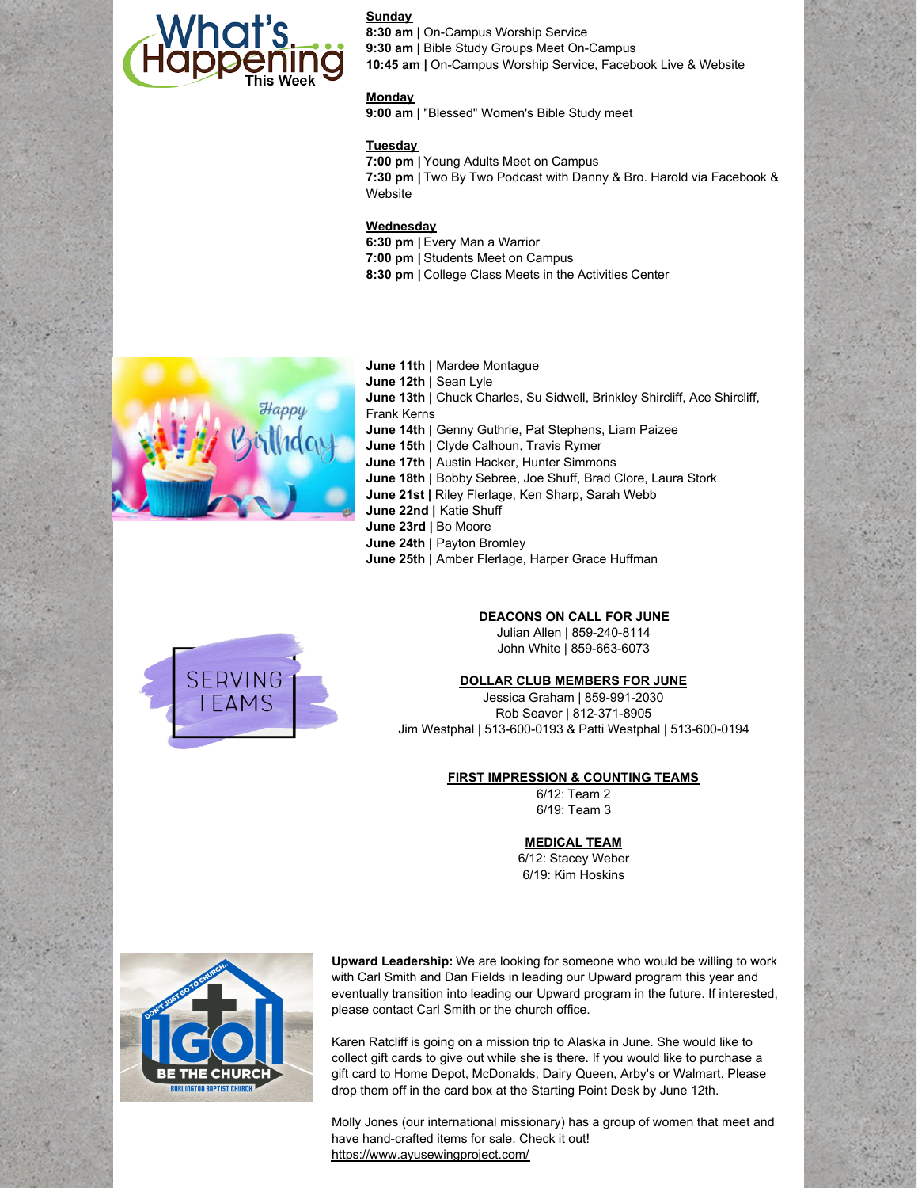# What's Happening This Week

**Sunday**

**8:30 am |** On-Campus Worship Service
**9:30 am |** Bible Study Groups Meet On-Campus
**10:45 am |** On-Campus Worship Service, Facebook Live & Website

**Monday**

**9:00 am |** "Blessed" Women's Bible Study meet

**Tuesday**

**7:00 pm |** Young Adults Meet on Campus
**7:30 pm |** Two By Two Podcast with Danny & Bro. Harold via Facebook & Website

**Wednesday**

**6:30 pm |** Every Man a Warrior
**7:00 pm |** Students Meet on Campus
**8:30 pm |** College Class Meets in the Activities Center

## Happy Birthday

**June 11th |** Mardee Montague
**June 12th |** Sean Lyle
**June 13th |** Chuck Charles, Su Sidwell, Brinkley Shircliff, Ace Shircliff, Frank Kerns
**June 14th |** Genny Guthrie, Pat Stephens, Liam Paizee
**June 15th |** Clyde Calhoun, Travis Rymer
**June 17th |** Austin Hacker, Hunter Simmons
**June 18th |** Bobby Sebree, Joe Shuff, Brad Clore, Laura Stork
**June 21st |** Riley Flerlage, Ken Sharp, Sarah Webb
**June 22nd |** Katie Shuff
**June 23rd |** Bo Moore
**June 24th |** Payton Bromley
**June 25th |** Amber Flerlage, Harper Grace Huffman

## Serving Teams

**DEACONS ON CALL FOR JUNE**

Julian Allen | 859-240-8114
John White | 859-663-6073

**DOLLAR CLUB MEMBERS FOR JUNE**

Jessica Graham | 859-991-2030
Rob Seaver | 812-371-8905
Jim Westphal | 513-600-0193 & Patti Westphal | 513-600-0194

**FIRST IMPRESSION & COUNTING TEAMS**

6/12: Team 2
6/19: Team 3

**MEDICAL TEAM**

6/12: Stacey Weber
6/19: Kim Hoskins

## Go! Be the Church

**Upward Leadership:** We are looking for someone who would be willing to work with Carl Smith and Dan Fields in leading our Upward program this year and eventually transition into leading our Upward program in the future. If interested, please contact Carl Smith or the church office.

Karen Ratcliff is going on a mission trip to Alaska in June. She would like to collect gift cards to give out while she is there. If you would like to purchase a gift card to Home Depot, McDonalds, Dairy Queen, Arby's or Walmart. Please drop them off in the card box at the Starting Point Desk by June 12th.

Molly Jones (our international missionary) has a group of women that meet and have hand-crafted items for sale. Check it out!
https://www.ayusewingproject.com/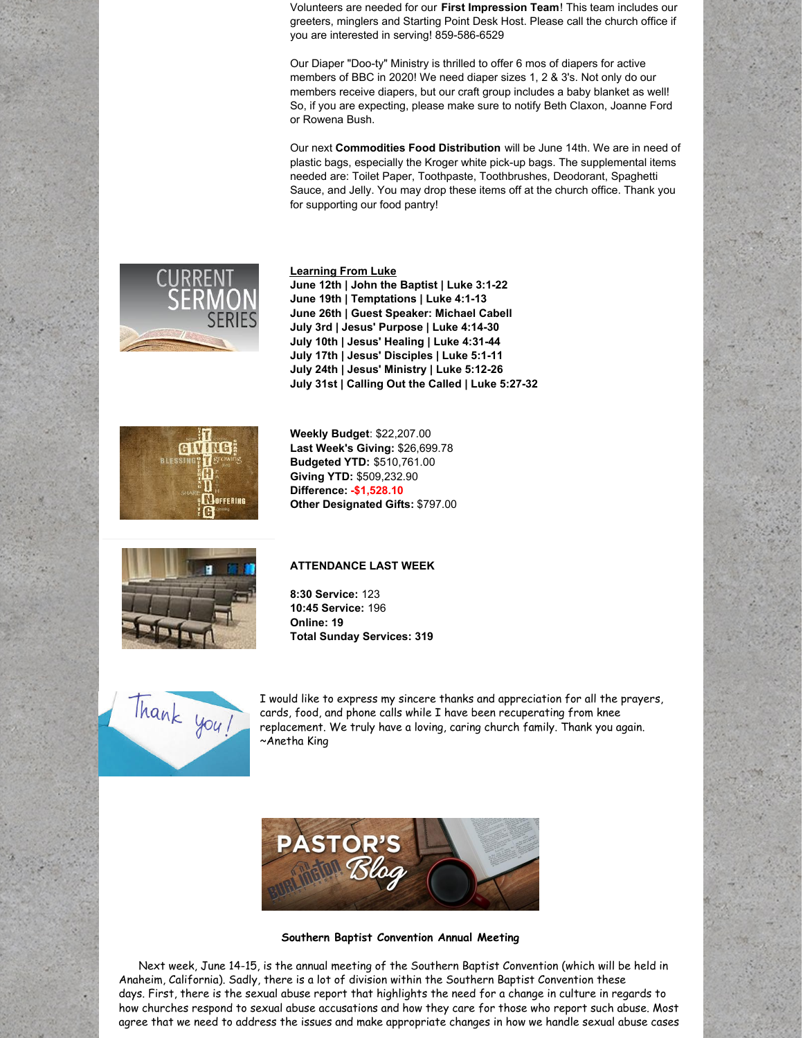Volunteers are needed for our **First Impression Team**! This team includes our greeters, minglers and Starting Point Desk Host. Please call the church office if you are interested in serving! 859-586-6529

Our Diaper "Doo-ty" Ministry is thrilled to offer 6 mos of diapers for active members of BBC in 2020! We need diaper sizes 1, 2 & 3's. Not only do our members receive diapers, but our craft group includes a baby blanket as well! So, if you are expecting, please make sure to notify Beth Claxon, Joanne Ford or Rowena Bush.

Our next **Commodities Food Distribution** will be June 14th. We are in need of plastic bags, especially the Kroger white pick-up bags. The supplemental items needed are: Toilet Paper, Toothpaste, Toothbrushes, Deodorant, Spaghetti Sauce, and Jelly. You may drop these items off at the church office. Thank you for supporting our food pantry!

**Learning From Luke**

**June 12th | John the Baptist | Luke 3:1-22**
**June 19th | Temptations | Luke 4:1-13**
**June 26th | Guest Speaker: Michael Cabell**
**July 3rd | Jesus' Purpose | Luke 4:14-30**
**July 10th | Jesus' Healing | Luke 4:31-44**
**July 17th | Jesus' Disciples | Luke 5:1-11**
**July 24th | Jesus' Ministry | Luke 5:12-26**
**July 31st | Calling Out the Called | Luke 5:27-32**

**Weekly Budget**: $22,207.00
**Last Week's Giving:** $26,699.78
**Budgeted YTD:** $510,761.00
**Giving YTD:** $509,232.90
**Difference:** **-$1,528.10**
**Other Designated Gifts:** $797.00

**ATTENDANCE LAST WEEK**

**8:30 Service:** 123
**10:45 Service:** 196
**Online: 19**
**Total Sunday Services: 319**

I would like to express my sincere thanks and appreciation for all the prayers, cards, food, and phone calls while I have been recuperating from knee replacement. We truly have a loving, caring church family. Thank you again. ~Anetha King

**Southern Baptist Convention Annual Meeting**

Next week, June 14-15, is the annual meeting of the Southern Baptist Convention (which will be held in Anaheim, California). Sadly, there is a lot of division within the Southern Baptist Convention these days. First, there is the sexual abuse report that highlights the need for a change in culture in regards to how churches respond to sexual abuse accusations and how they care for those who report such abuse. Most agree that we need to address the issues and make appropriate changes in how we handle sexual abuse cases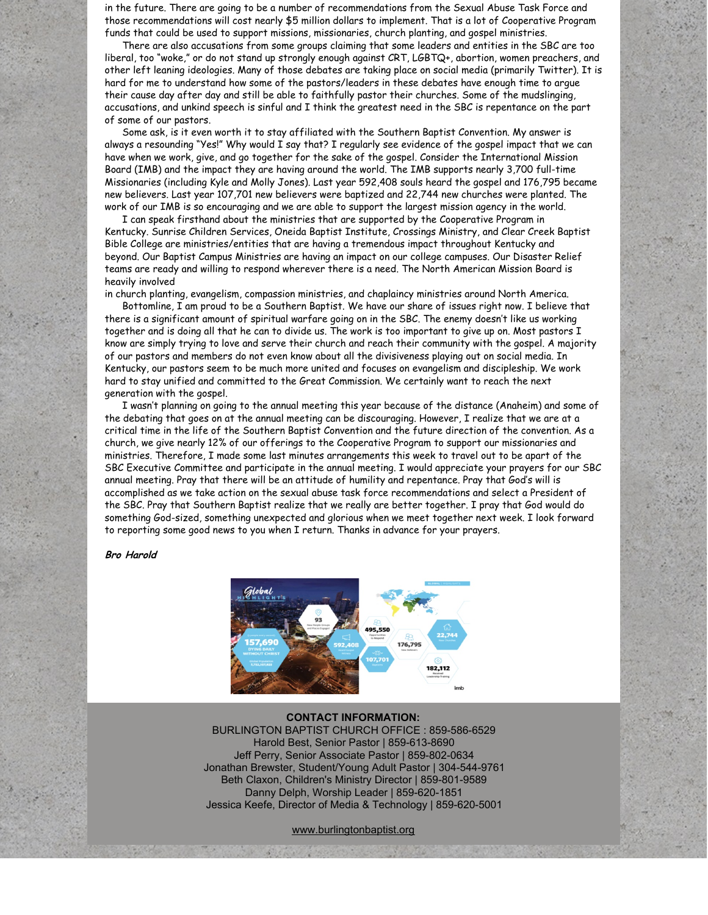in the future. There are going to be a number of recommendations from the Sexual Abuse Task Force and those recommendations will cost nearly $5 million dollars to implement. That is a lot of Cooperative Program funds that could be used to support missions, missionaries, church planting, and gospel ministries.

There are also accusations from some groups claiming that some leaders and entities in the SBC are too liberal, too "woke," or do not stand up strongly enough against CRT, LGBTQ+, abortion, women preachers, and other left leaning ideologies. Many of those debates are taking place on social media (primarily Twitter). It is hard for me to understand how some of the pastors/leaders in these debates have enough time to argue their cause day after day and still be able to faithfully pastor their churches. Some of the mudslinging, accusations, and unkind speech is sinful and I think the greatest need in the SBC is repentance on the part of some of our pastors.

Some ask, is it even worth it to stay affiliated with the Southern Baptist Convention. My answer is always a resounding "Yes!" Why would I say that? I regularly see evidence of the gospel impact that we can have when we work, give, and go together for the sake of the gospel. Consider the International Mission Board (IMB) and the impact they are having around the world. The IMB supports nearly 3,700 full-time Missionaries (including Kyle and Molly Jones). Last year 592,408 souls heard the gospel and 176,795 became new believers. Last year 107,701 new believers were baptized and 22,744 new churches were planted. The work of our IMB is so encouraging and we are able to support the largest mission agency in the world.

I can speak firsthand about the ministries that are supported by the Cooperative Program in Kentucky. Sunrise Children Services, Oneida Baptist Institute, Crossings Ministry, and Clear Creek Baptist Bible College are ministries/entities that are having a tremendous impact throughout Kentucky and beyond. Our Baptist Campus Ministries are having an impact on our college campuses. Our Disaster Relief teams are ready and willing to respond wherever there is a need. The North American Mission Board is heavily involved in church planting, evangelism, compassion ministries, and chaplaincy ministries around North America.

Bottomline, I am proud to be a Southern Baptist. We have our share of issues right now. I believe that there is a significant amount of spiritual warfare going on in the SBC. The enemy doesn't like us working together and is doing all that he can to divide us. The work is too important to give up on. Most pastors I know are simply trying to love and serve their church and reach their community with the gospel. A majority of our pastors and members do not even know about all the divisiveness playing out on social media. In Kentucky, our pastors seem to be much more united and focuses on evangelism and discipleship. We work hard to stay unified and committed to the Great Commission. We certainly want to reach the next generation with the gospel.

I wasn't planning on going to the annual meeting this year because of the distance (Anaheim) and some of the debating that goes on at the annual meeting can be discouraging. However, I realize that we are at a critical time in the life of the Southern Baptist Convention and the future direction of the convention. As a church, we give nearly 12% of our offerings to the Cooperative Program to support our missionaries and ministries. Therefore, I made some last minutes arrangements this week to travel out to be apart of the SBC Executive Committee and participate in the annual meeting. I would appreciate your prayers for our SBC annual meeting. Pray that there will be an attitude of humility and repentance. Pray that God's will is accomplished as we take action on the sexual abuse task force recommendations and select a President of the SBC. Pray that Southern Baptist realize that we really are better together. I pray that God would do something God-sized, something unexpected and glorious when we meet together next week. I look forward to reporting some good news to you when I return. Thanks in advance for your prayers.

***Bro Harold***

Global Highlights

157,690 Dying Daily Without Christ

93 New People Groups and Places Engaged

592,408 Heard Gospel

495,550 Opportunities to Respond

176,795 New Believers

107,701 Baptized

22,744 New Churches

182,112 Received Leadership Training

imb

**CONTACT INFORMATION:**

BURLINGTON BAPTIST CHURCH OFFICE : 859-586-6529
Harold Best, Senior Pastor | 859-613-8690
Jeff Perry, Senior Associate Pastor | 859-802-0634
Jonathan Brewster, Student/Young Adult Pastor | 304-544-9761
Beth Claxon, Children's Ministry Director | 859-801-9589
Danny Delph, Worship Leader | 859-620-1851
Jessica Keefe, Director of Media & Technology | 859-620-5001

www.burlingtonbaptist.org